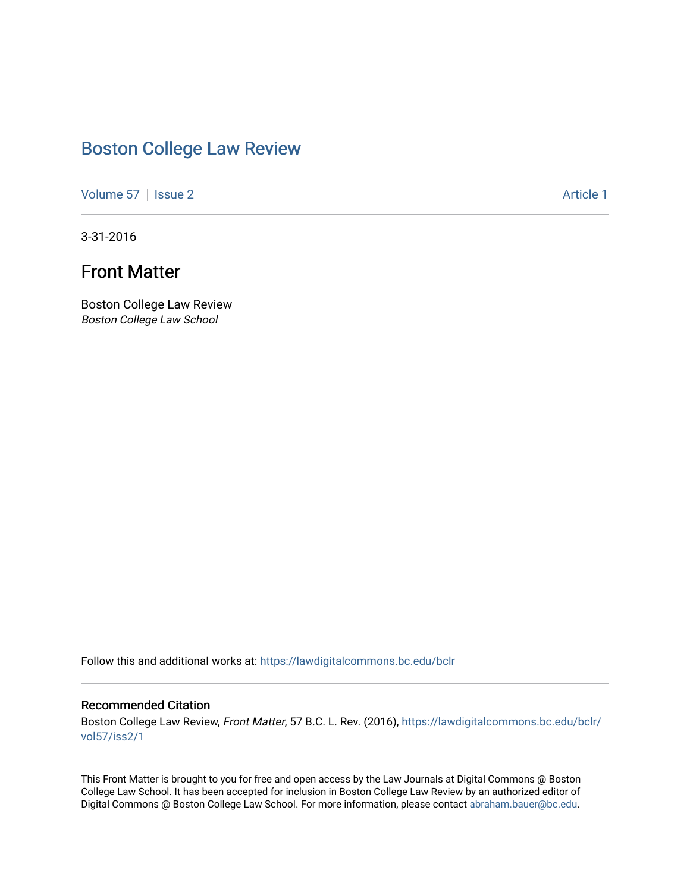# Boston College Law Review

Volume 57 | Issue 2 Article 1

3-31-2016

## Front Matter

Boston College Law Review
*Boston College Law School*

Follow this and additional works at: https://lawdigitalcommons.bc.edu/bclr

### Recommended Citation

Boston College Law Review, *Front Matter*, 57 B.C. L. Rev. (2016), https://lawdigitalcommons.bc.edu/bclr/vol57/iss2/1

This Front Matter is brought to you for free and open access by the Law Journals at Digital Commons @ Boston College Law School. It has been accepted for inclusion in Boston College Law Review by an authorized editor of Digital Commons @ Boston College Law School. For more information, please contact abraham.bauer@bc.edu.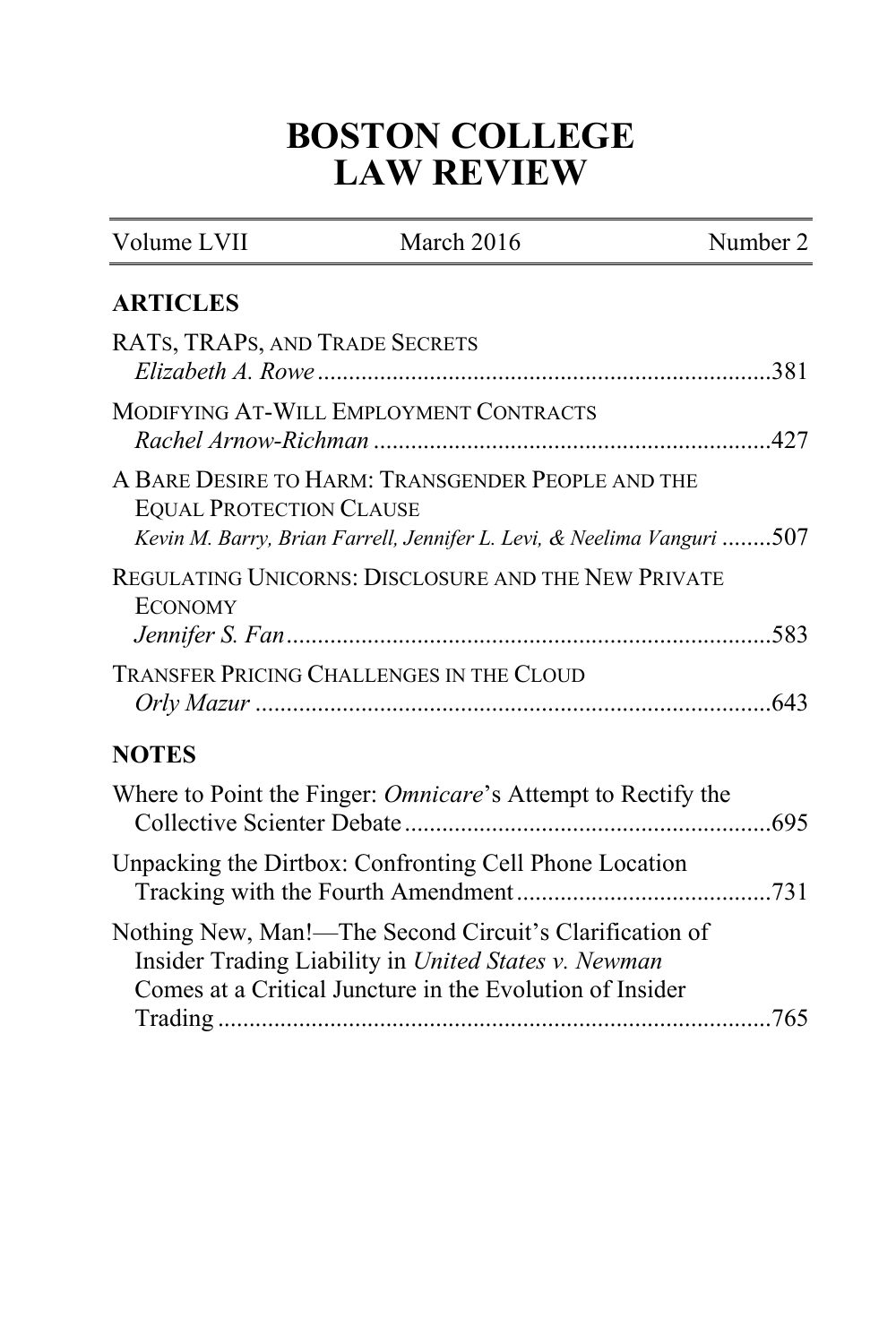# BOSTON COLLEGE LAW REVIEW

| Volume LVII | March 2016 | Number 2 |
|---|---|---|

## ARTICLES

RATS, TRAPS, AND TRADE SECRETS
*Elizabeth A. Rowe* .......................................................................381

MODIFYING AT-WILL EMPLOYMENT CONTRACTS
*Rachel Arnow-Richman* ..............................................................427

A BARE DESIRE TO HARM: TRANSGENDER PEOPLE AND THE EQUAL PROTECTION CLAUSE
*Kevin M. Barry, Brian Farrell, Jennifer L. Levi, & Neelima Vanguri* ........507

REGULATING UNICORNS: DISCLOSURE AND THE NEW PRIVATE ECONOMY
*Jennifer S. Fan* ..........................................................................583

TRANSFER PRICING CHALLENGES IN THE CLOUD
*Orly Mazur* ..............................................................................643

## NOTES

Where to Point the Finger: *Omnicare*'s Attempt to Rectify the Collective Scienter Debate ..........................................................695

Unpacking the Dirtbox: Confronting Cell Phone Location Tracking with the Fourth Amendment .......................................731

Nothing New, Man!—The Second Circuit's Clarification of Insider Trading Liability in *United States v. Newman* Comes at a Critical Juncture in the Evolution of Insider Trading .......................................................................................765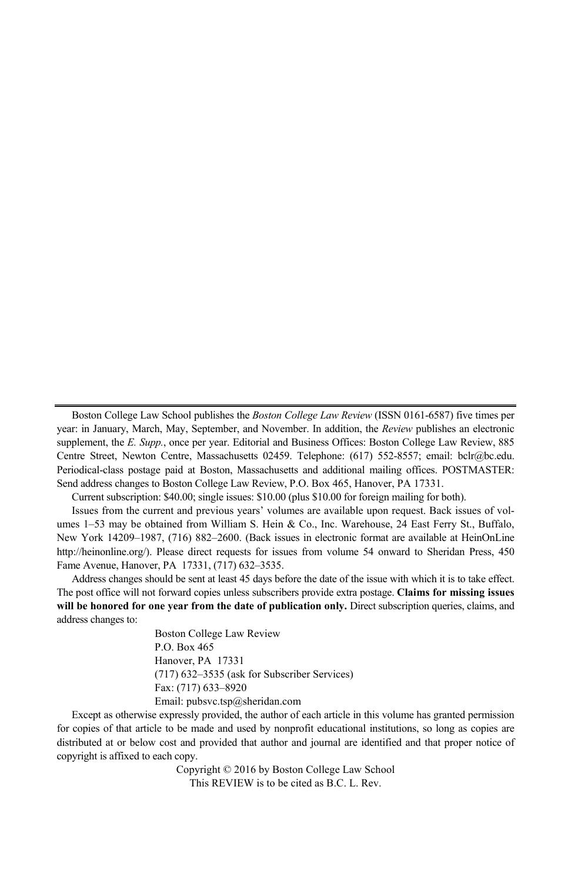Boston College Law School publishes the *Boston College Law Review* (ISSN 0161-6587) five times per year: in January, March, May, September, and November. In addition, the *Review* publishes an electronic supplement, the *E. Supp.*, once per year. Editorial and Business Offices: Boston College Law Review, 885 Centre Street, Newton Centre, Massachusetts 02459. Telephone: (617) 552-8557; email: bclr@bc.edu. Periodical-class postage paid at Boston, Massachusetts and additional mailing offices. POSTMASTER: Send address changes to Boston College Law Review, P.O. Box 465, Hanover, PA 17331.

Current subscription: $40.00; single issues: $10.00 (plus $10.00 for foreign mailing for both).

Issues from the current and previous years' volumes are available upon request. Back issues of volumes 1–53 may be obtained from William S. Hein & Co., Inc. Warehouse, 24 East Ferry St., Buffalo, New York 14209–1987, (716) 882–2600. (Back issues in electronic format are available at HeinOnLine http://heinonline.org/). Please direct requests for issues from volume 54 onward to Sheridan Press, 450 Fame Avenue, Hanover, PA 17331, (717) 632–3535.

Address changes should be sent at least 45 days before the date of the issue with which it is to take effect. The post office will not forward copies unless subscribers provide extra postage. **Claims for missing issues will be honored for one year from the date of publication only.** Direct subscription queries, claims, and address changes to:

Boston College Law Review  
P.O. Box 465  
Hanover, PA 17331  
(717) 632–3535 (ask for Subscriber Services)  
Fax: (717) 633–8920  
Email: pubsvc.tsp@sheridan.com

Except as otherwise expressly provided, the author of each article in this volume has granted permission for copies of that article to be made and used by nonprofit educational institutions, so long as copies are distributed at or below cost and provided that author and journal are identified and that proper notice of copyright is affixed to each copy.

Copyright © 2016 by Boston College Law School  
This REVIEW is to be cited as B.C. L. Rev.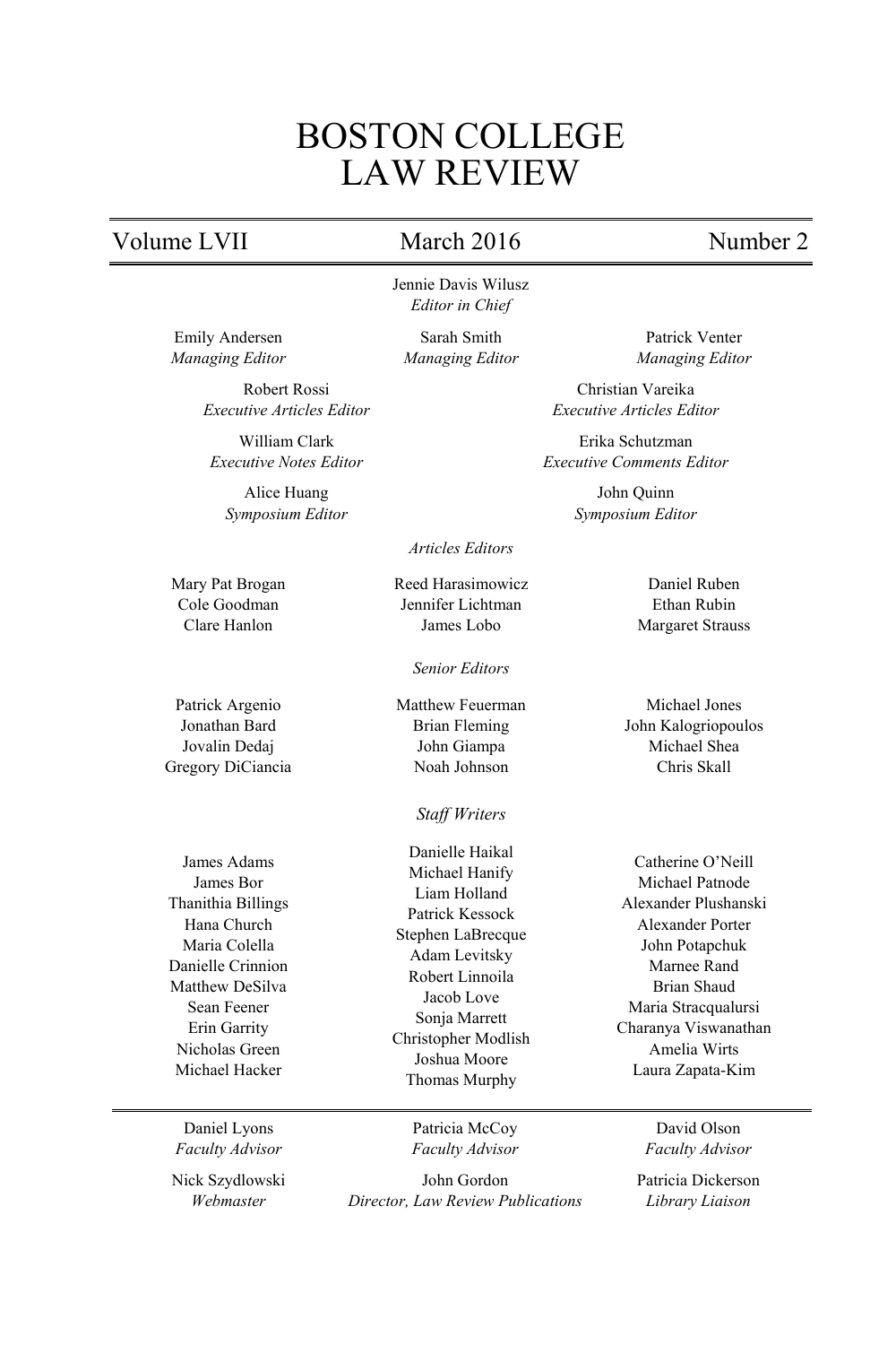# BOSTON COLLEGE LAW REVIEW

Volume LVII — March 2016 — Number 2

Jennie Davis Wilusz
*Editor in Chief*

Emily Andersen
*Managing Editor*

Sarah Smith
*Managing Editor*

Patrick Venter
*Managing Editor*

Robert Rossi
*Executive Articles Editor*

Christian Vareika
*Executive Articles Editor*

William Clark
*Executive Notes Editor*

Erika Schutzman
*Executive Comments Editor*

Alice Huang
*Symposium Editor*

John Quinn
*Symposium Editor*

*Articles Editors*

Mary Pat Brogan
Cole Goodman
Clare Hanlon
Reed Harasimowicz
Jennifer Lichtman
James Lobo
Daniel Ruben
Ethan Rubin
Margaret Strauss

*Senior Editors*

Patrick Argenio
Jonathan Bard
Jovalin Dedaj
Gregory DiCiancia
Matthew Feuerman
Brian Fleming
John Giampa
Noah Johnson
Michael Jones
John Kalogriopoulos
Michael Shea
Chris Skall

*Staff Writers*

James Adams
James Bor
Thanithia Billings
Hana Church
Maria Colella
Danielle Crinnion
Matthew DeSilva
Sean Feener
Erin Garrity
Nicholas Green
Michael Hacker
Danielle Haikal
Michael Hanify
Liam Holland
Patrick Kessock
Stephen LaBrecque
Adam Levitsky
Robert Linnoila
Jacob Love
Sonja Marrett
Christopher Modlish
Joshua Moore
Thomas Murphy
Catherine O'Neill
Michael Patnode
Alexander Plushanski
Alexander Porter
John Potapchuk
Marnee Rand
Brian Shaud
Maria Stracqualursi
Charanya Viswanathan
Amelia Wirts
Laura Zapata-Kim

---

Daniel Lyons
*Faculty Advisor*

Patricia McCoy
*Faculty Advisor*

David Olson
*Faculty Advisor*

Nick Szydlowski
*Webmaster*

John Gordon
*Director, Law Review Publications*

Patricia Dickerson
*Library Liaison*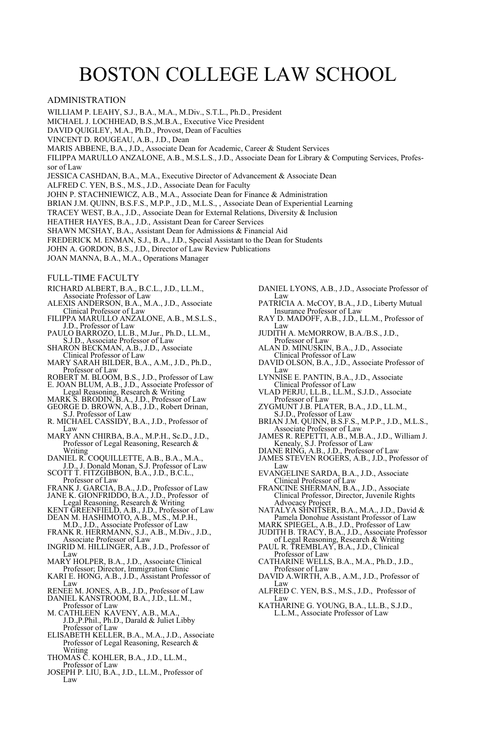# BOSTON COLLEGE LAW SCHOOL

## ADMINISTRATION

WILLIAM P. LEAHY, S.J., B.A., M.A., M.Div., S.T.L., Ph.D., President
MICHAEL J. LOCHHEAD, B.S.,M.B.A., Executive Vice President
DAVID QUIGLEY, M.A., Ph.D., Provost, Dean of Faculties
VINCENT D. ROUGEAU, A.B., J.D., Dean
MARIS ABBENE, B.A., J.D., Associate Dean for Academic, Career & Student Services
FILIPPA MARULLO ANZALONE, A.B., M.S.L.S., J.D., Associate Dean for Library & Computing Services, Professor of Law
JESSICA CASHDAN, B.A., M.A., Executive Director of Advancement & Associate Dean
ALFRED C. YEN, B.S., M.S., J.D., Associate Dean for Faculty
JOHN P. STACHNIEWICZ, A.B., M.A., Associate Dean for Finance & Administration
BRIAN J.M. QUINN, B.S.F.S., M.P.P., J.D., M.L.S., , Associate Dean of Experiential Learning
TRACEY WEST, B.A., J.D., Associate Dean for External Relations, Diversity & Inclusion
HEATHER HAYES, B.A., J.D., Assistant Dean for Career Services
SHAWN MCSHAY, B.A., Assistant Dean for Admissions & Financial Aid
FREDERICK M. ENMAN, S.J., B.A., J.D., Special Assistant to the Dean for Students
JOHN A. GORDON, B.S., J.D., Director of Law Review Publications
JOAN MANNA, B.A., M.A., Operations Manager

## FULL-TIME FACULTY

RICHARD ALBERT, B.A., B.C.L., J.D., LL.M., Associate Professor of Law
ALEXIS ANDERSON, B.A., M.A., J.D., Associate Clinical Professor of Law
FILIPPA MARULLO ANZALONE, A.B., M.S.L.S., J.D., Professor of Law
PAULO BARROZO, LL.B., M.Jur., Ph.D., LL.M., S.J.D., Associate Professor of Law
SHARON BECKMAN, A.B., J.D., Associate Clinical Professor of Law
MARY SARAH BILDER, B.A., A.M., J.D., Ph.D., Professor of Law
ROBERT M. BLOOM, B.S., J.D., Professor of Law
E. JOAN BLUM, A.B., J.D., Associate Professor of Legal Reasoning, Research & Writing
MARK S. BRODIN, B.A., J.D., Professor of Law
GEORGE D. BROWN, A.B., J.D., Robert Drinan, S.J. Professor of Law
R. MICHAEL CASSIDY, B.A., J.D., Professor of Law
MARY ANN CHIRBA, B.A., M.P.H., Sc.D., J.D., Professor of Legal Reasoning, Research & Writing
DANIEL R. COQUILLETTE, A.B., B.A., M.A., J.D., J. Donald Monan, S.J. Professor of Law
SCOTT T. FITZGIBBON, B.A., J.D., B.C.L., Professor of Law
FRANK J. GARCIA, B.A., J.D., Professor of Law
JANE K. GIONFRIDDO, B.A., J.D., Professor of Legal Reasoning, Research & Writing
KENT GREENFIELD, A.B., J.D., Professor of Law
DEAN M. HASHIMOTO, A.B., M.S., M.P.H., M.D., J.D., Associate Professor of Law
FRANK R. HERRMANN, S.J., A.B., M.Div., J.D., Associate Professor of Law
INGRID M. HILLINGER, A.B., J.D., Professor of Law
MARY HOLPER, B.A., J.D., Associate Clinical Professor; Director, Immigration Clinic
KARI E. HONG, A.B., J.D., Assistant Professor of Law
RENEE M. JONES, A.B., J.D., Professor of Law
DANIEL KANSTROOM, B.A., J.D., LL.M., Professor of Law
M. CATHLEEN KAVENY, A.B., M.A., J.D.,P.Phil., Ph.D., Darald & Juliet Libby Professor of Law
ELISABETH KELLER, B.A., M.A., J.D., Associate Professor of Legal Reasoning, Research & Writing
THOMAS C. KOHLER, B.A., J.D., LL.M., Professor of Law
JOSEPH P. LIU, B.A., J.D., LL.M., Professor of Law
DANIEL LYONS, A.B., J.D., Associate Professor of Law
PATRICIA A. McCOY, B.A., J.D., Liberty Mutual Insurance Professor of Law
RAY D. MADOFF, A.B., J.D., LL.M., Professor of Law
JUDITH A. McMORROW, B.A./B.S., J.D., Professor of Law
ALAN D. MINUSKIN, B.A., J.D., Associate Clinical Professor of Law
DAVID OLSON, B.A., J.D., Associate Professor of Law
LYNNISE E. PANTIN, B.A., J.D., Associate Clinical Professor of Law
VLAD PERJU, LL.B., LL.M., S.J.D., Associate Professor of Law
ZYGMUNT J.B. PLATER, B.A., J.D., LL.M., S.J.D., Professor of Law
BRIAN J.M. QUINN, B.S.F.S., M.P.P., J.D., M.L.S., Associate Professor of Law
JAMES R. REPETTI, A.B., M.B.A., J.D., William J. Kenealy, S.J. Professor of Law
DIANE RING, A.B., J.D., Professor of Law
JAMES STEVEN ROGERS, A.B., J.D., Professor of Law
EVANGELINE SARDA, B.A., J.D., Associate Clinical Professor of Law
FRANCINE SHERMAN, B.A., J.D., Associate Clinical Professor, Director, Juvenile Rights Advocacy Project
NATALYA SHNITSER, B.A., M.A., J.D., David & Pamela Donohue Assistant Professor of Law
MARK SPIEGEL, A.B., J.D., Professor of Law
JUDITH B. TRACY, B.A., J.D., Associate Professor of Legal Reasoning, Research & Writing
PAUL R. TREMBLAY, B.A., J.D., Clinical Professor of Law
CATHARINE WELLS, B.A., M.A., Ph.D., J.D., Professor of Law
DAVID A.WIRTH, A.B., A.M., J.D., Professor of Law
ALFRED C. YEN, B.S., M.S., J.D., Professor of Law
KATHARINE G. YOUNG, B.A., LL.B., S.J.D., L.L.M., Associate Professor of Law